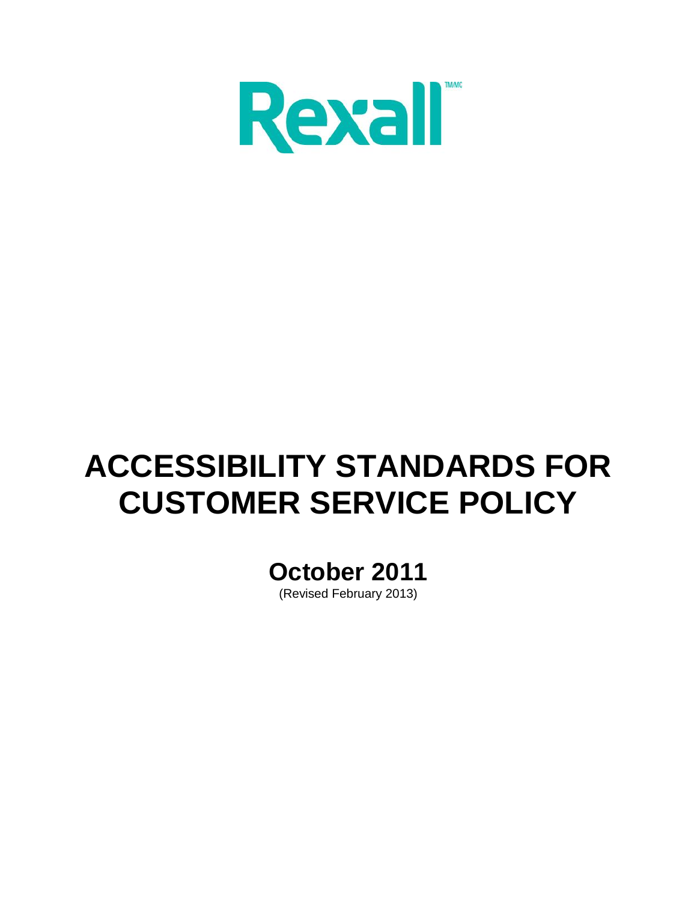Rexall™/MC

# ACCESSIBILITY STANDARDS FOR CUSTOMER SERVICE POLICY

## October 2011

(Revised February 2013)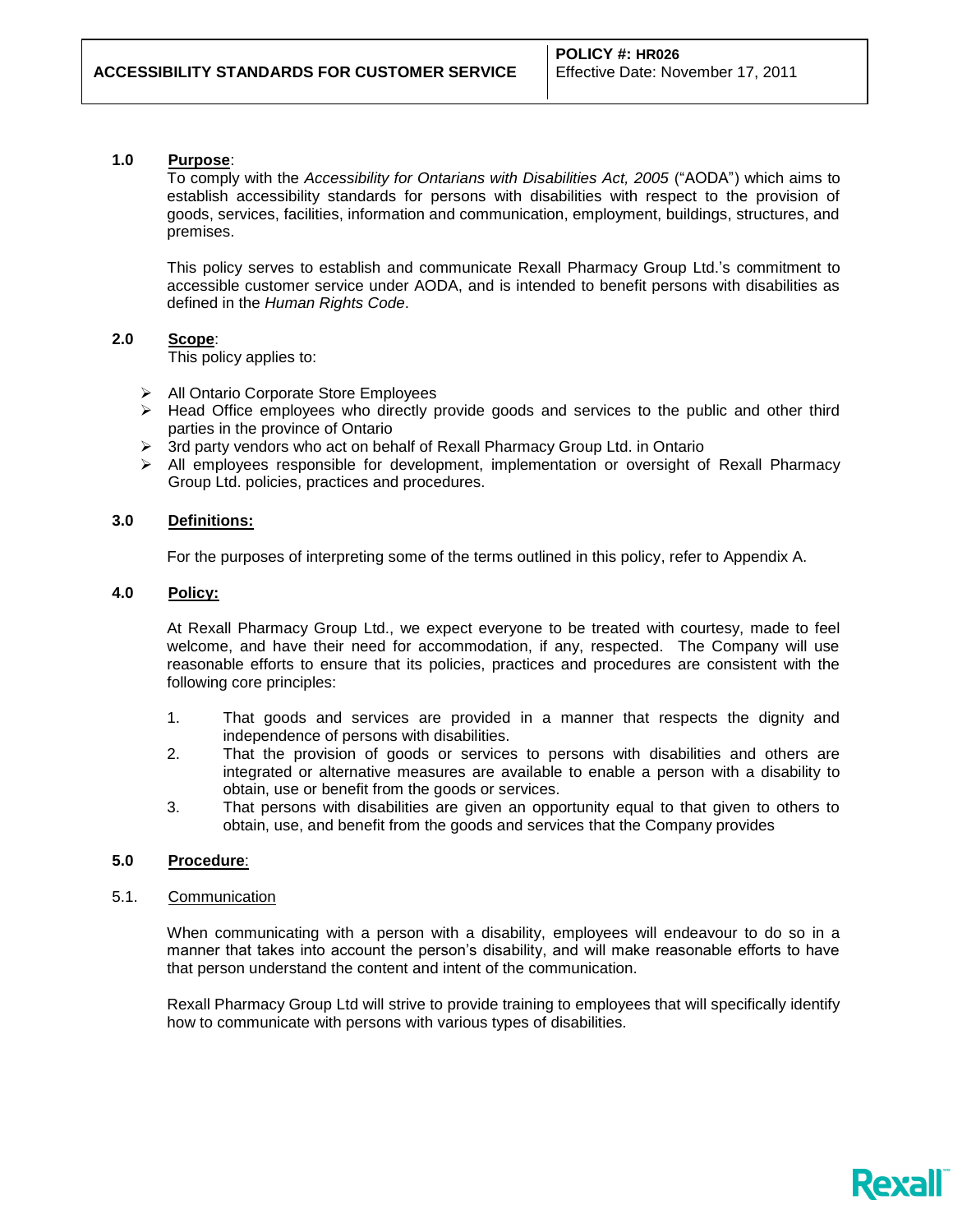| ACCESSIBILITY STANDARDS FOR CUSTOMER SERVICE | **POLICY #: HR026** Effective Date: November 17, 2011 |
| --- | --- |

## 1.0 Purpose:

To comply with the *Accessibility for Ontarians with Disabilities Act, 2005* ("AODA") which aims to establish accessibility standards for persons with disabilities with respect to the provision of goods, services, facilities, information and communication, employment, buildings, structures, and premises.

This policy serves to establish and communicate Rexall Pharmacy Group Ltd.'s commitment to accessible customer service under AODA, and is intended to benefit persons with disabilities as defined in the *Human Rights Code*.

## 2.0 Scope:

This policy applies to:

- All Ontario Corporate Store Employees
- Head Office employees who directly provide goods and services to the public and other third parties in the province of Ontario
- 3rd party vendors who act on behalf of Rexall Pharmacy Group Ltd. in Ontario
- All employees responsible for development, implementation or oversight of Rexall Pharmacy Group Ltd. policies, practices and procedures.

## 3.0 Definitions:

For the purposes of interpreting some of the terms outlined in this policy, refer to Appendix A.

## 4.0 Policy:

At Rexall Pharmacy Group Ltd., we expect everyone to be treated with courtesy, made to feel welcome, and have their need for accommodation, if any, respected. The Company will use reasonable efforts to ensure that its policies, practices and procedures are consistent with the following core principles:

1. That goods and services are provided in a manner that respects the dignity and independence of persons with disabilities.
2. That the provision of goods or services to persons with disabilities and others are integrated or alternative measures are available to enable a person with a disability to obtain, use or benefit from the goods or services.
3. That persons with disabilities are given an opportunity equal to that given to others to obtain, use, and benefit from the goods and services that the Company provides

## 5.0 Procedure:

### 5.1. Communication

When communicating with a person with a disability, employees will endeavour to do so in a manner that takes into account the person's disability, and will make reasonable efforts to have that person understand the content and intent of the communication.

Rexall Pharmacy Group Ltd will strive to provide training to employees that will specifically identify how to communicate with persons with various types of disabilities.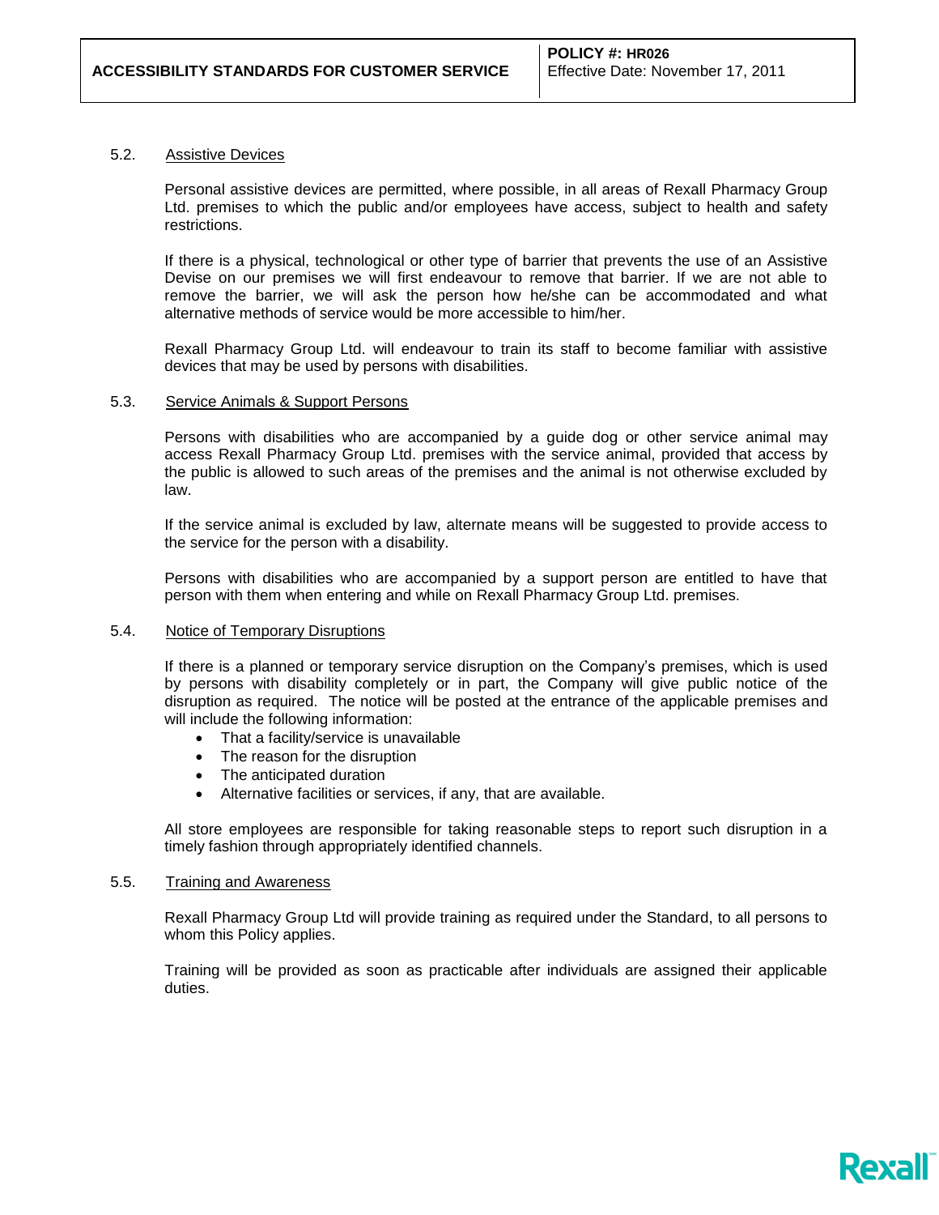### 5.2. Assistive Devices

Personal assistive devices are permitted, where possible, in all areas of Rexall Pharmacy Group Ltd. premises to which the public and/or employees have access, subject to health and safety restrictions.

If there is a physical, technological or other type of barrier that prevents the use of an Assistive Devise on our premises we will first endeavour to remove that barrier. If we are not able to remove the barrier, we will ask the person how he/she can be accommodated and what alternative methods of service would be more accessible to him/her.

Rexall Pharmacy Group Ltd. will endeavour to train its staff to become familiar with assistive devices that may be used by persons with disabilities.

### 5.3. Service Animals & Support Persons

Persons with disabilities who are accompanied by a guide dog or other service animal may access Rexall Pharmacy Group Ltd. premises with the service animal, provided that access by the public is allowed to such areas of the premises and the animal is not otherwise excluded by law.

If the service animal is excluded by law, alternate means will be suggested to provide access to the service for the person with a disability.

Persons with disabilities who are accompanied by a support person are entitled to have that person with them when entering and while on Rexall Pharmacy Group Ltd. premises.

### 5.4. Notice of Temporary Disruptions

If there is a planned or temporary service disruption on the Company's premises, which is used by persons with disability completely or in part, the Company will give public notice of the disruption as required. The notice will be posted at the entrance of the applicable premises and will include the following information:

- That a facility/service is unavailable
- The reason for the disruption
- The anticipated duration
- Alternative facilities or services, if any, that are available.

All store employees are responsible for taking reasonable steps to report such disruption in a timely fashion through appropriately identified channels.

### 5.5. Training and Awareness

Rexall Pharmacy Group Ltd will provide training as required under the Standard, to all persons to whom this Policy applies.

Training will be provided as soon as practicable after individuals are assigned their applicable duties.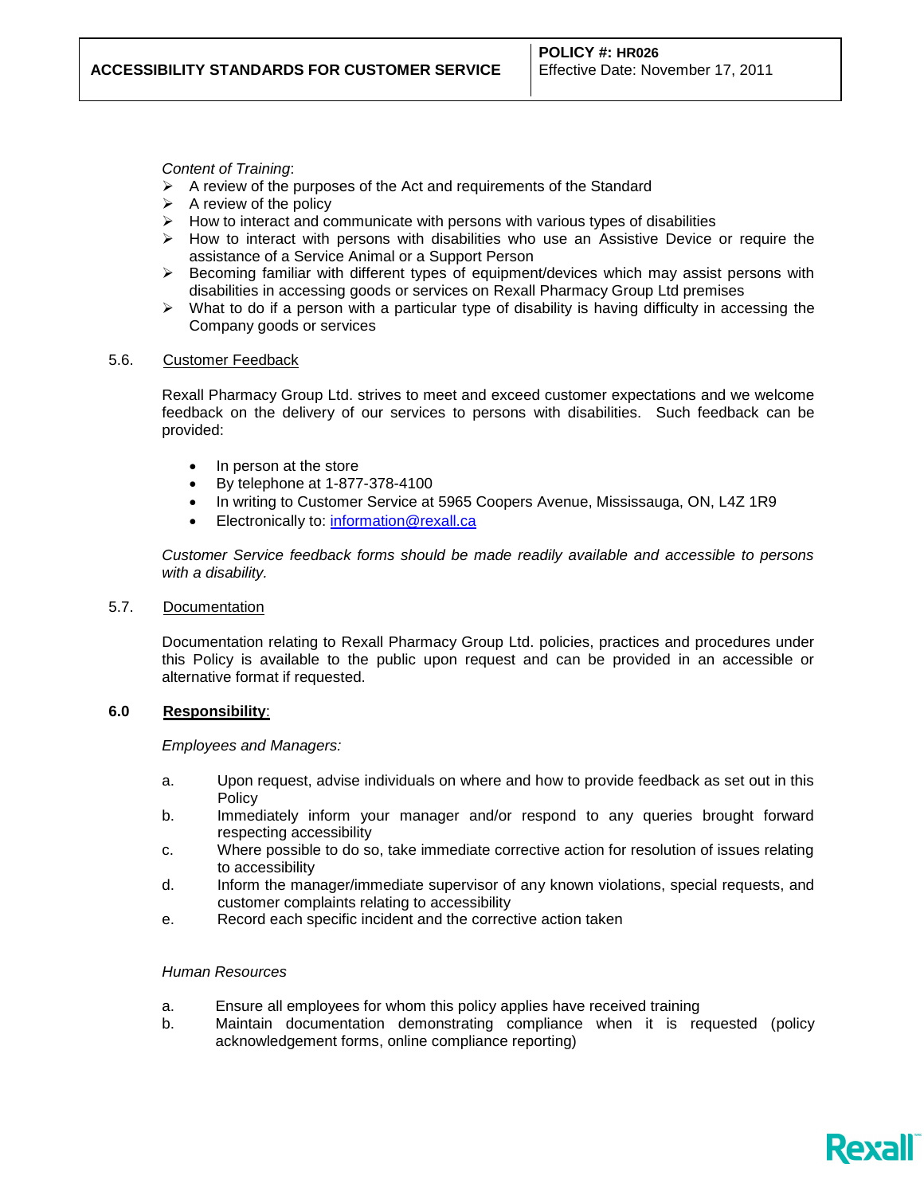*Content of Training*:

- A review of the purposes of the Act and requirements of the Standard
- A review of the policy
- How to interact and communicate with persons with various types of disabilities
- How to interact with persons with disabilities who use an Assistive Device or require the assistance of a Service Animal or a Support Person
- Becoming familiar with different types of equipment/devices which may assist persons with disabilities in accessing goods or services on Rexall Pharmacy Group Ltd premises
- What to do if a person with a particular type of disability is having difficulty in accessing the Company goods or services

5.6. Customer Feedback

Rexall Pharmacy Group Ltd. strives to meet and exceed customer expectations and we welcome feedback on the delivery of our services to persons with disabilities. Such feedback can be provided:

- In person at the store
- By telephone at 1-877-378-4100
- In writing to Customer Service at 5965 Coopers Avenue, Mississauga, ON, L4Z 1R9
- Electronically to: information@rexall.ca

*Customer Service feedback forms should be made readily available and accessible to persons with a disability.*

5.7. Documentation

Documentation relating to Rexall Pharmacy Group Ltd. policies, practices and procedures under this Policy is available to the public upon request and can be provided in an accessible or alternative format if requested.

## 6.0 Responsibility:

*Employees and Managers:*

a. Upon request, advise individuals on where and how to provide feedback as set out in this Policy
b. Immediately inform your manager and/or respond to any queries brought forward respecting accessibility
c. Where possible to do so, take immediate corrective action for resolution of issues relating to accessibility
d. Inform the manager/immediate supervisor of any known violations, special requests, and customer complaints relating to accessibility
e. Record each specific incident and the corrective action taken

*Human Resources*

a. Ensure all employees for whom this policy applies have received training
b. Maintain documentation demonstrating compliance when it is requested (policy acknowledgement forms, online compliance reporting)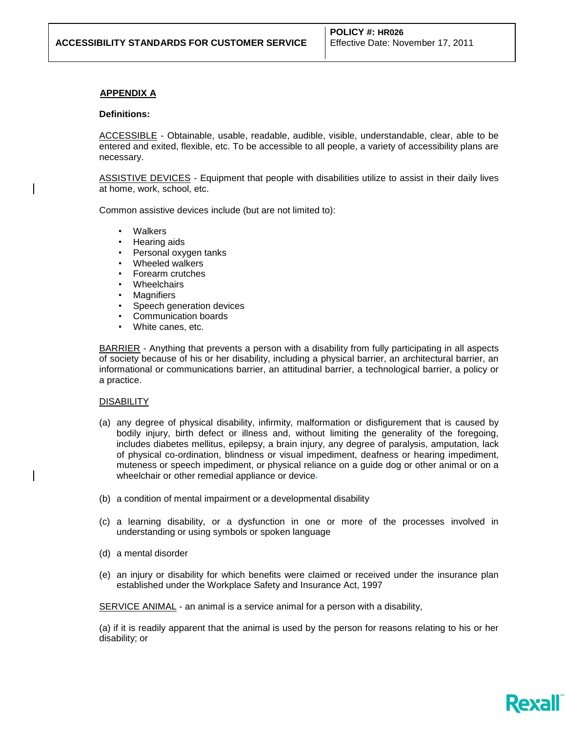## APPENDIX A

**Definitions:**

ACCESSIBLE - Obtainable, usable, readable, audible, visible, understandable, clear, able to be entered and exited, flexible, etc. To be accessible to all people, a variety of accessibility plans are necessary.

ASSISTIVE DEVICES - Equipment that people with disabilities utilize to assist in their daily lives at home, work, school, etc.

Common assistive devices include (but are not limited to):

- Walkers
- Hearing aids
- Personal oxygen tanks
- Wheeled walkers
- Forearm crutches
- Wheelchairs
- Magnifiers
- Speech generation devices
- Communication boards
- White canes, etc.

BARRIER - Anything that prevents a person with a disability from fully participating in all aspects of society because of his or her disability, including a physical barrier, an architectural barrier, an informational or communications barrier, an attitudinal barrier, a technological barrier, a policy or a practice.

DISABILITY

(a) any degree of physical disability, infirmity, malformation or disfigurement that is caused by bodily injury, birth defect or illness and, without limiting the generality of the foregoing, includes diabetes mellitus, epilepsy, a brain injury, any degree of paralysis, amputation, lack of physical co-ordination, blindness or visual impediment, deafness or hearing impediment, muteness or speech impediment, or physical reliance on a guide dog or other animal or on a wheelchair or other remedial appliance or device.

(b) a condition of mental impairment or a developmental disability

(c) a learning disability, or a dysfunction in one or more of the processes involved in understanding or using symbols or spoken language

(d) a mental disorder

(e) an injury or disability for which benefits were claimed or received under the insurance plan established under the Workplace Safety and Insurance Act, 1997

SERVICE ANIMAL - an animal is a service animal for a person with a disability,

(a) if it is readily apparent that the animal is used by the person for reasons relating to his or her disability; or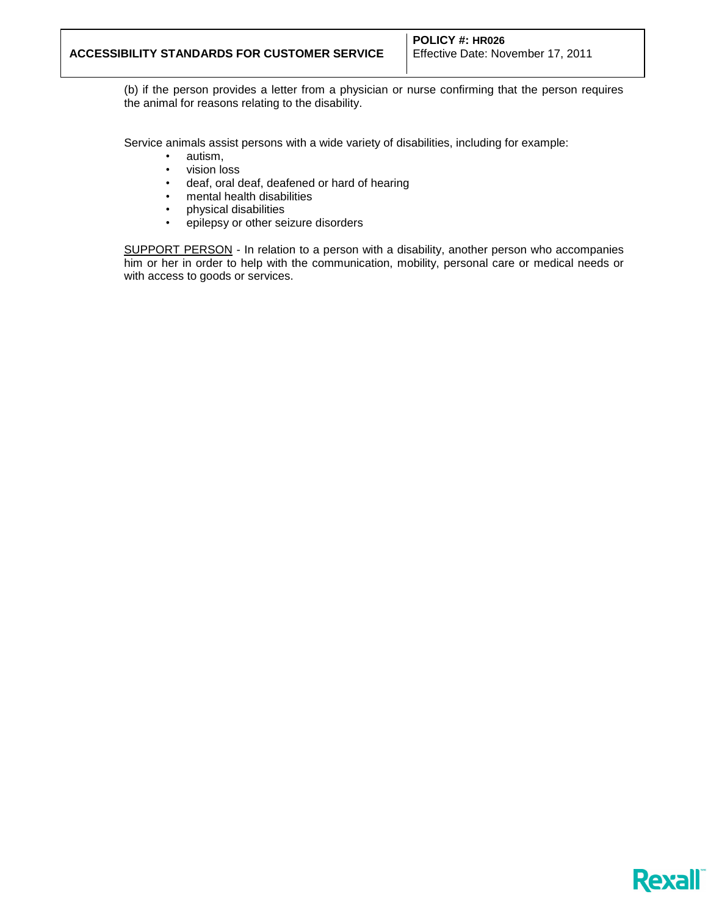(b) if the person provides a letter from a physician or nurse confirming that the person requires the animal for reasons relating to the disability.

Service animals assist persons with a wide variety of disabilities, including for example:

- autism,
- vision loss
- deaf, oral deaf, deafened or hard of hearing
- mental health disabilities
- physical disabilities
- epilepsy or other seizure disorders

<u>SUPPORT PERSON</u> - In relation to a person with a disability, another person who accompanies him or her in order to help with the communication, mobility, personal care or medical needs or with access to goods or services.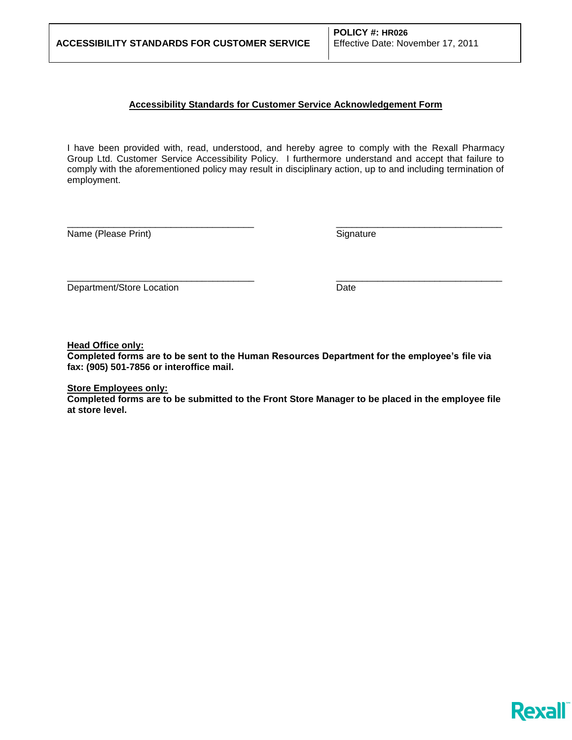## Accessibility Standards for Customer Service Acknowledgement Form

I have been provided with, read, understood, and hereby agree to comply with the Rexall Pharmacy Group Ltd. Customer Service Accessibility Policy. I furthermore understand and accept that failure to comply with the aforementioned policy may result in disciplinary action, up to and including termination of employment.

| | |
|---|---|
| ____________________________________ | ________________________________ |
| Name (Please Print) | Signature |
| ____________________________________ | ________________________________ |
| Department/Store Location | Date |

**Head Office only:**
**Completed forms are to be sent to the Human Resources Department for the employee's file via fax: (905) 501-7856 or interoffice mail.**

**Store Employees only:**
**Completed forms are to be submitted to the Front Store Manager to be placed in the employee file at store level.**